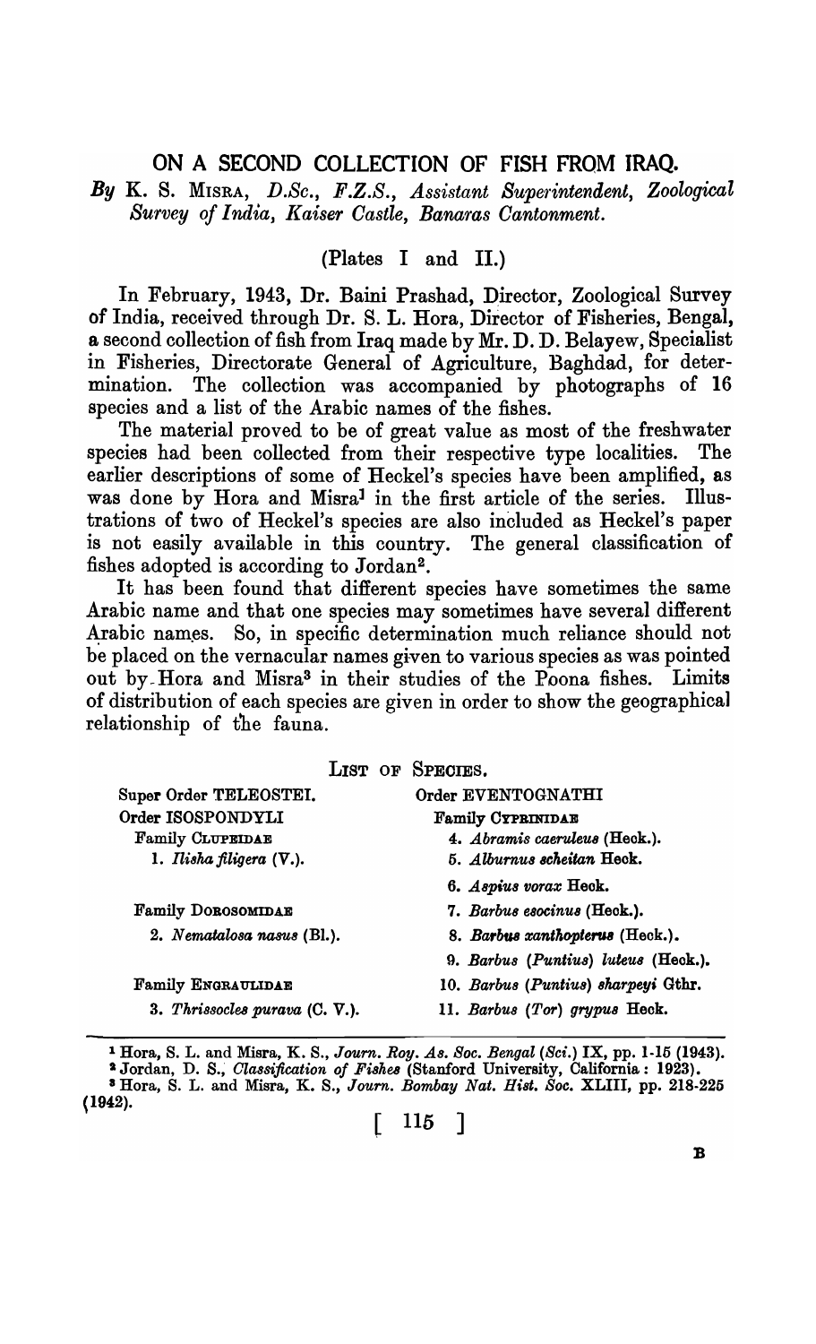# ON A SECOND COLLECTION OF FISH FROM IRAQ.

*By* K. S. MISRA, *D.Sc., F.Z.S., Assistant Superintendent, Zoological Survey of India, Kaiser Castle, Banaras Cantonment.*

(Plates I and II.)

In February, 1943, Dr. Baini Prashad, Director, Zoological Survey of India, received through Dr. S. L. Hora, Director of Fisheries, Bengal, a second collection of fish from Iraq made by Mr. D. D. Belayew, Specialist in Fisheries, Directorate General of Agriculture, Baghdad, for determination. The collection was accompanied by photographs of 16 species and a list of the Arabic names of the fishes.

The material proved to be of great value as most of the freshwater species had been collected from their respective type localities. The earlier descriptions of some of Heckel's species have been amplified, as was done by Hora and Misra[1] in the first article of the series. Illustrations of two of Heckel's species are also included as Heckel's paper is not easily available in this country. The general classification of fishes adopted is according to Jordan[2].

It has been found that different species have sometimes the same Arabic name and that one species may sometimes have several different Arabic names. So, in specific determination much reliance should not be placed on the vernacular names given to various species as was pointed out by Hora and Misra[3] in their studies of the Poona fishes. Limits of distribution of each species are given in order to show the geographical relationship of the fauna.

## LIST OF SPECIES.

Super Order TELEOSTEI.

Order ISOSPONDYLI

Family CLUPEIDAE

1. *Ilisha filigera* (V.).

Family DOROSOMIDAE

2. *Nematalosa nasus* (Bl.).

Family ENGRAULIDAE

3. *Thrissocles purava* (C. V.).

Order EVENTOGNATHI

Family CYPRINIDAE

4. *Abramis caeruleus* (Heck.).
5. *Alburnus scheitan* Heck.
6. *Aspius vorax* Heck.
7. *Barbus esocinus* (Heck.).
8. *Barbus xanthopterus* (Heck.).
9. *Barbus (Puntius) luteus* (Heck.).
10. *Barbus (Puntius) sharpeyi* Gthr.
11. *Barbus (Tor) grypus* Heck.

---

[1] Hora, S. L. and Misra, K. S., *Journ. Roy. As. Soc. Bengal (Sci.)* IX, pp. 1-15 (1943).

[2] Jordan, D. S., *Classification of Fishes* (Stanford University, California: 1923).

[3] Hora, S. L. and Misra, K. S., *Journ. Bombay Nat. Hist. Soc.* XLIII, pp. 218-225 (1942).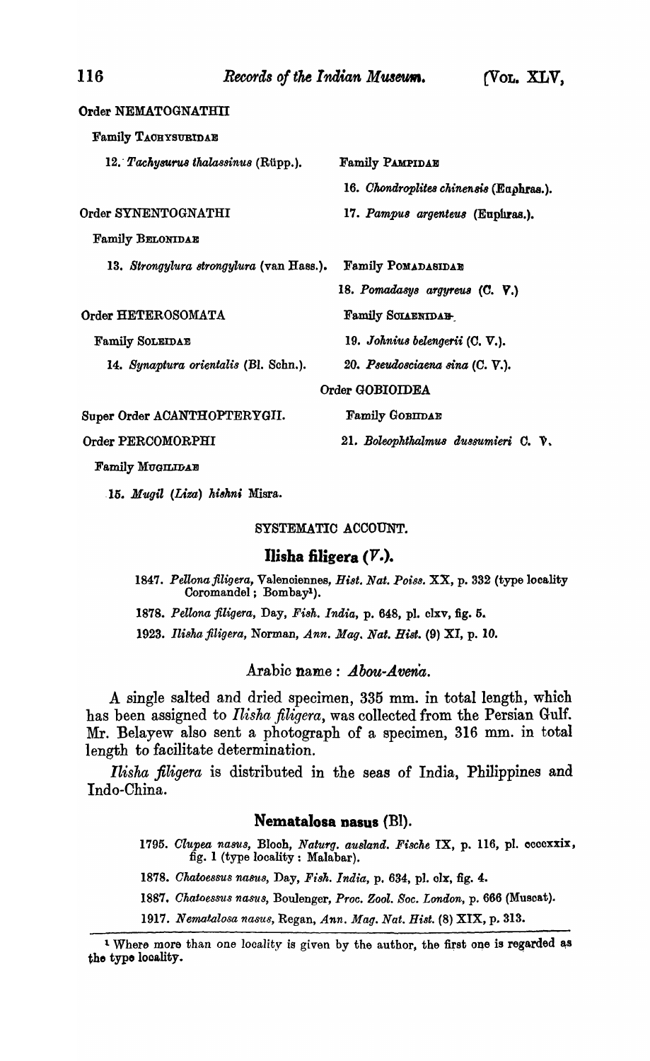Order NEMATOGNATHII

Family TACHYSURIDAE

12. *Tachysurus thalassinus* (Rüpp.).

Order SYNENTOGNATHI

Family BELONIDAE

13. *Strongylura strongylura* (van Hass.).

Order HETEROSOMATA

Family SOLEIDAE

14. *Synaptura orientalis* (Bl. Schn.).

Super Order ACANTHOPTERYGII.

Order PERCOMORPHI

Family MUGILIDAE

15. *Mugil (Liza) hishni* Misra.

Family PAMPIDAE

16. *Chondroplites chinensis* (Euphras.).

17. *Pampus argenteus* (Euphras.).

Family POMADASIDAE

18. *Pomadasys argyreus* (C. V.)

Family SCIAENIDAE

19. *Johnius belengerii* (C. V.).

20. *Pseudosciaena sina* (C. V.).

Order GOBIOIDEA

Family GOBIIDAE

21. *Boleophthalmus dussumieri* C. V.

## SYSTEMATIC ACCOUNT.

### Ilisha filigera (*V.*).

1847. *Pellona filigera*, Valenciennes, *Hist. Nat. Poiss.* XX, p. 332 (type locality Coromandel; Bombay[1]).

1878. *Pellona filigera*, Day, *Fish. India*, p. 648, pl. clxv, fig. 5.

1923. *Ilisha filigera*, Norman, *Ann. Mag. Nat. Hist.* (9) XI, p. 10.

Arabic name : *Abou-Avena.*

A single salted and dried specimen, 335 mm. in total length, which has been assigned to *Ilisha filigera*, was collected from the Persian Gulf. Mr. Belayew also sent a photograph of a specimen, 316 mm. in total length to facilitate determination.

*Ilisha filigera* is distributed in the seas of India, Philippines and Indo-China.

### Nematalosa nasus (Bl).

1795. *Clupea nasus*, Bloch, *Naturg. ausland. Fische* IX, p. 116, pl. ccccxxix, fig. 1 (type locality : Malabar).

1878. *Chatoessus nasus*, Day, *Fish. India*, p. 634, pl. clx, fig. 4.

1887. *Chatoessus nasus*, Boulenger, *Proc. Zool. Soc. London*, p. 666 (Muscat).

1917. *Nematalosa nasus*, Regan, *Ann. Mag. Nat. Hist.* (8) XIX, p. 313.

[1] Where more than one locality is given by the author, the first one is regarded as the type locality.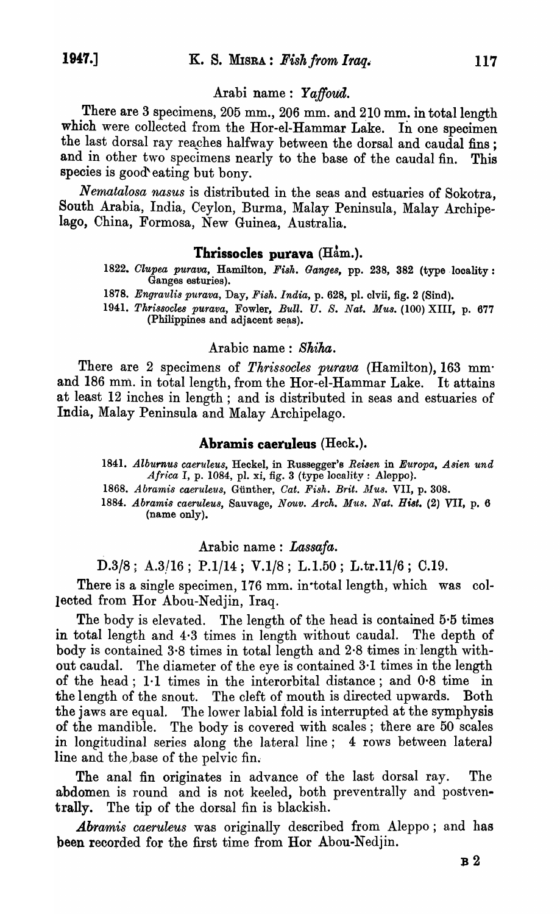Arabi name : *Yaffoud.*

There are 3 specimens, 205 mm., 206 mm. and 210 mm. in total length which were collected from the Hor-el-Hammar Lake. In one specimen the last dorsal ray reaches halfway between the dorsal and caudal fins; and in other two specimens nearly to the base of the caudal fin. This species is good eating but bony.

*Nematalosa nasus* is distributed in the seas and estuaries of Sokotra, South Arabia, India, Ceylon, Burma, Malay Peninsula, Malay Archipelago, China, Formosa, New Guinea, Australia.

## Thrissocles purava (Håm.).

1822. *Clupea purava*, Hamilton, *Fish. Ganges*, pp. 238, 382 (type locality: Ganges esturies).

1878. *Engraulis purava*, Day, *Fish. India*, p. 628, pl. clvii, fig. 2 (Sind).

1941. *Thrissocles purava*, Fowler, *Bull. U. S. Nat. Mus.* (100) XIII, p. 677 (Philippines and adjacent seas).

Arabic name : *Shiha.*

There are 2 specimens of *Thrissocles purava* (Hamilton), 163 mm. and 186 mm. in total length, from the Hor-el-Hammar Lake. It attains at least 12 inches in length; and is distributed in seas and estuaries of India, Malay Peninsula and Malay Archipelago.

## Abramis caeruleus (Heck.).

1841. *Alburnus caeruleus*, Heckel, in Russegger's *Reisen in Europa, Asien und Africa* I, p. 1084, pl. xi, fig. 3 (type locality: Aleppo).

1868. *Abramis caeruleus*, Günther, *Cat. Fish. Brit. Mus.* VII, p. 308.

1884. *Abramis caeruleus*, Sauvage, *Nouv. Arch. Mus. Nat. Hist.* (2) VII, p. 6 (name only).

Arabic name : *Lassafa.*

D.3/8; A.3/16; P.1/14; V.1/8; L.1.50; L.tr.11/6; C.19.

There is a single specimen, 176 mm. in total length, which was collected from Hor Abou-Nedjin, Iraq.

The body is elevated. The length of the head is contained 5·5 times in total length and 4·3 times in length without caudal. The depth of body is contained 3·8 times in total length and 2·8 times in length without caudal. The diameter of the eye is contained 3·1 times in the length of the head; 1·1 times in the interorbital distance; and 0·8 time in the length of the snout. The cleft of mouth is directed upwards. Both the jaws are equal. The lower labial fold is interrupted at the symphysis of the mandible. The body is covered with scales; there are 50 scales in longitudinal series along the lateral line; 4 rows between lateral line and the base of the pelvic fin.

The anal fin originates in advance of the last dorsal ray. The abdomen is round and is not keeled, both preventrally and postventrally. The tip of the dorsal fin is blackish.

*Abramis caeruleus* was originally described from Aleppo; and has been recorded for the first time from Hor Abou-Nedjin.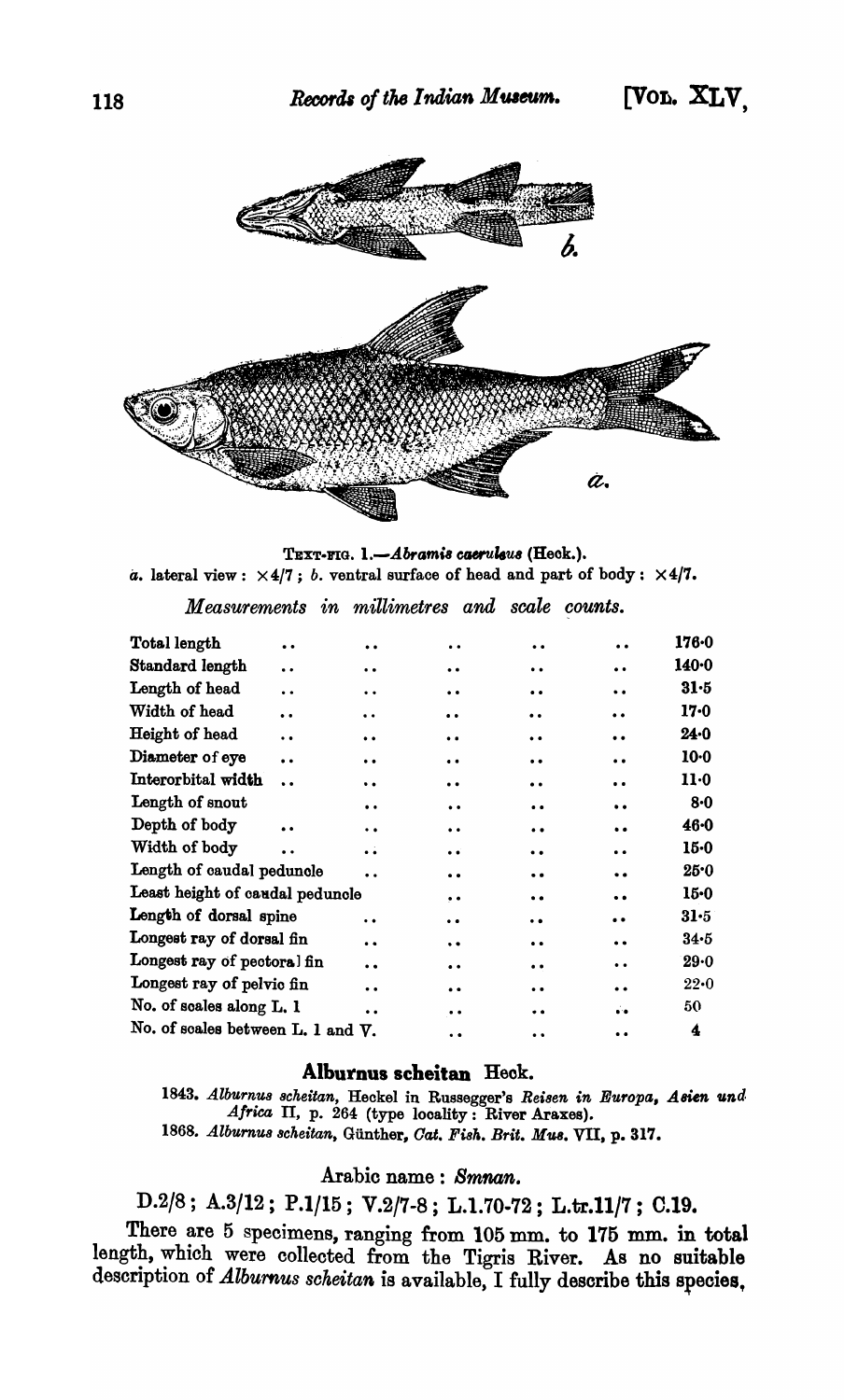TEXT-FIG. 1.—*Abramis caeruleus* (Heck.).
*a.* lateral view : ×4/7 ; *b.* ventral surface of head and part of body : ×4/7.

*Measurements in millimetres and scale counts.*

| | |
|---|---|
| Total length | 176·0 |
| Standard length | 140·0 |
| Length of head | 31·5 |
| Width of head | 17·0 |
| Height of head | 24·0 |
| Diameter of eye | 10·0 |
| Interorbital width | 11·0 |
| Length of snout | 8·0 |
| Depth of body | 46·0 |
| Width of body | 15·0 |
| Length of caudal peduncle | 25·0 |
| Least height of caudal peduncle | 15·0 |
| Length of dorsal spine | 31·5 |
| Longest ray of dorsal fin | 34·5 |
| Longest ray of pectoral fin | 29·0 |
| Longest ray of pelvic fin | 22·0 |
| No. of scales along L. 1 | 50 |
| No. of scales between L. 1 and V. | 4 |

## Alburnus scheitan Heck.

1843. *Alburnus scheitan*, Heckel in Russegger's *Reisen in Europa, Asien und Africa* II, p. 264 (type locality : River Araxes).
1868. *Alburnus scheitan*, Günther, *Cat. Fish. Brit. Mus.* VII, p. 317.

Arabic name : *Smnan.*

D.2/8 ; A.3/12 ; P.1/15 ; V.2/7-8 ; L.1.70-72 ; L.tr.11/7 ; C.19.

There are 5 specimens, ranging from 105 mm. to 175 mm. in total length, which were collected from the Tigris River. As no suitable description of *Alburnus scheitan* is available, I fully describe this species,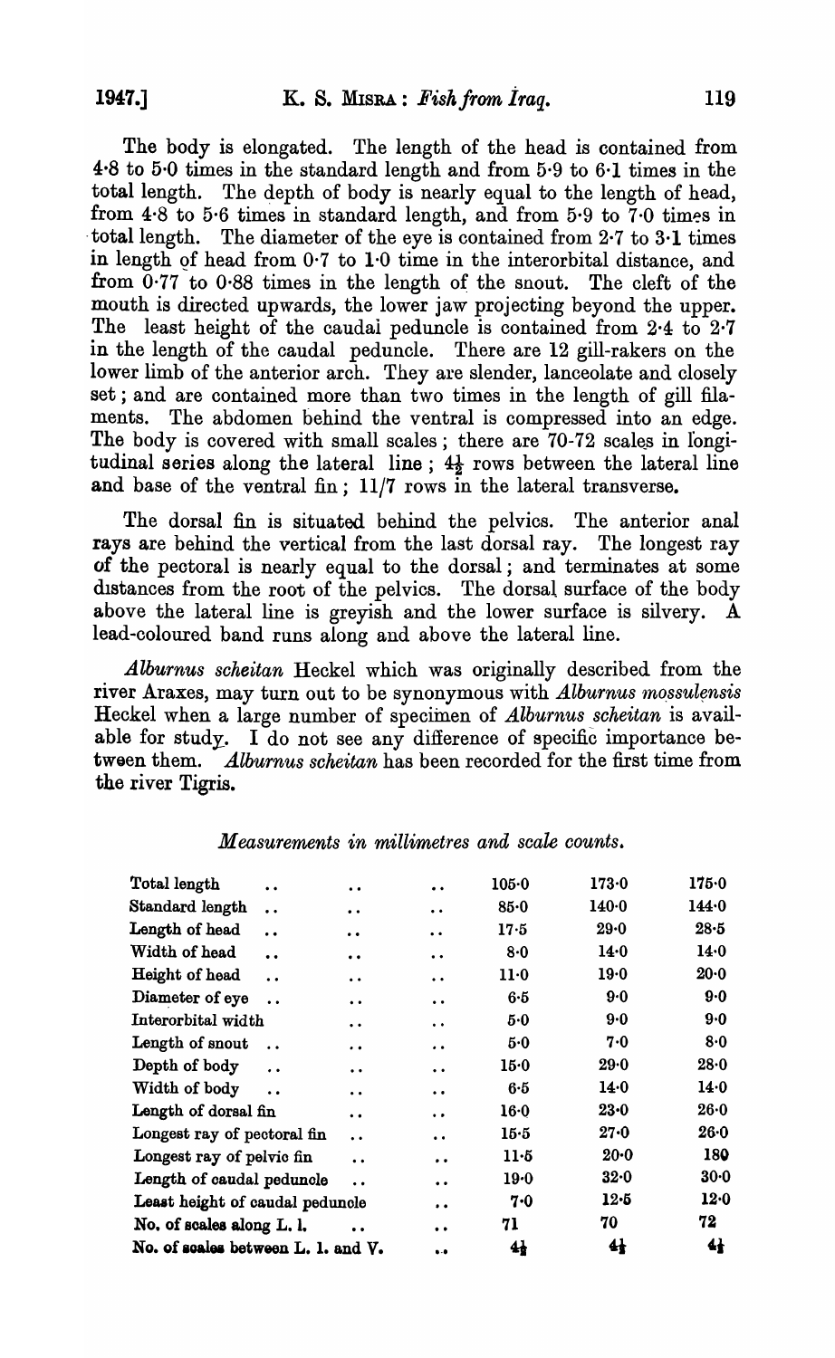The body is elongated. The length of the head is contained from 4·8 to 5·0 times in the standard length and from 5·9 to 6·1 times in the total length. The depth of body is nearly equal to the length of head, from 4·8 to 5·6 times in standard length, and from 5·9 to 7·0 times in total length. The diameter of the eye is contained from 2·7 to 3·1 times in length of head from 0·7 to 1·0 time in the interorbital distance, and from 0·77 to 0·88 times in the length of the snout. The cleft of the mouth is directed upwards, the lower jaw projecting beyond the upper. The least height of the caudal peduncle is contained from 2·4 to 2·7 in the length of the caudal peduncle. There are 12 gill-rakers on the lower limb of the anterior arch. They are slender, lanceolate and closely set; and are contained more than two times in the length of gill filaments. The abdomen behind the ventral is compressed into an edge. The body is covered with small scales; there are 70-72 scales in longitudinal series along the lateral line; $4\frac{1}{2}$ rows between the lateral line and base of the ventral fin; 11/7 rows in the lateral transverse.

The dorsal fin is situated behind the pelvics. The anterior anal rays are behind the vertical from the last dorsal ray. The longest ray of the pectoral is nearly equal to the dorsal; and terminates at some distances from the root of the pelvics. The dorsal surface of the body above the lateral line is greyish and the lower surface is silvery. A lead-coloured band runs along and above the lateral line.

*Alburnus scheitan* Heckel which was originally described from the river Araxes, may turn out to be synonymous with *Alburnus mossulensis* Heckel when a large number of specimen of *Alburnus scheitan* is available for study. I do not see any difference of specific importance between them. *Alburnus scheitan* has been recorded for the first time from the river Tigris.

*Measurements in millimetres and scale counts.*

| | | | |
|---|---|---|---|
| Total length | 105·0 | 173·0 | 175·0 |
| Standard length | 85·0 | 140·0 | 144·0 |
| Length of head | 17·5 | 29·0 | 28·5 |
| Width of head | 8·0 | 14·0 | 14·0 |
| Height of head | 11·0 | 19·0 | 20·0 |
| Diameter of eye | 6·5 | 9·0 | 9·0 |
| Interorbital width | 5·0 | 9·0 | 9·0 |
| Length of snout | 5·0 | 7·0 | 8·0 |
| Depth of body | 15·0 | 29·0 | 28·0 |
| Width of body | 6·5 | 14·0 | 14·0 |
| Length of dorsal fin | 16·0 | 23·0 | 26·0 |
| Longest ray of pectoral fin | 15·5 | 27·0 | 26·0 |
| Longest ray of pelvic fin | 11·5 | 20·0 | 180 |
| Length of caudal peduncle | 19·0 | 32·0 | 30·0 |
| Least height of caudal peduncle | 7·0 | 12·5 | 12·0 |
| No. of scales along L. l. | 71 | 70 | 72 |
| No. of scales between L. l. and V. | $4\frac{1}{2}$ | $4\frac{1}{2}$ | $4\frac{1}{2}$ |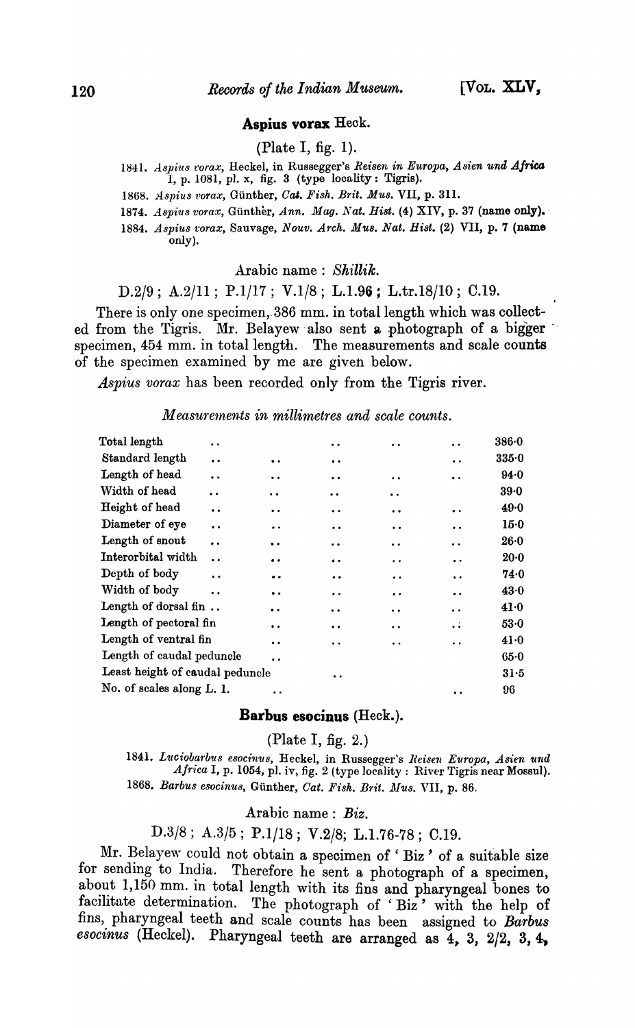### **Aspius vorax** Heck.

(Plate I, fig. 1).

1841. *Aspius vorax*, Heckel, in Russegger's *Reisen in Europa, Asien und Africa* I, p. 1081, pl. x, fig. 3 (type locality: Tigris).

1868. *Aspius vorax*, Günther, *Cat. Fish. Brit. Mus.* VII, p. 311.

1874. *Aspius vorax*, Günther, *Ann. Mag. Nat. Hist.* (4) XIV, p. 37 (name only).

1884. *Aspius vorax*, Sauvage, *Nouv. Arch. Mus. Nat. Hist.* (2) VII, p. 7 (name only).

Arabic name: *Shillik.*

D.2/9; A.2/11; P.1/17; V.1/8; L.1.96; L.tr.18/10; C.19.

There is only one specimen, 386 mm. in total length which was collected from the Tigris. Mr. Belayew also sent a photograph of a bigger specimen, 454 mm. in total length. The measurements and scale counts of the specimen examined by me are given below.

*Aspius vorax* has been recorded only from the Tigris river.

*Measurements in millimetres and scale counts.*

| | |
|---|---|
| Total length | 386·0 |
| Standard length | 335·0 |
| Length of head | 94·0 |
| Width of head | 39·0 |
| Height of head | 49·0 |
| Diameter of eye | 15·0 |
| Length of snout | 26·0 |
| Interorbital width | 20·0 |
| Depth of body | 74·0 |
| Width of body | 43·0 |
| Length of dorsal fin | 41·0 |
| Length of pectoral fin | 53·0 |
| Length of ventral fin | 41·0 |
| Length of caudal peduncle | 65·0 |
| Least height of caudal peduncle | 31·5 |
| No. of scales along L. l. | 96 |

### **Barbus esocinus** (Heck.).

(Plate I, fig. 2.)

1841. *Luciobarbus esocinus*, Heckel, in Russegger's *Reisen Europa, Asien und Africa* I, p. 1054, pl. iv, fig. 2 (type locality: River Tigris near Mossul).

1868. *Barbus esocinus*, Günther, *Cat. Fish. Brit. Mus.* VII, p. 86.

Arabic name: *Biz.*

D.3/8; A.3/5; P.1/18; V.2/8; L.1.76-78; C.19.

Mr. Belayew could not obtain a specimen of 'Biz' of a suitable size for sending to India. Therefore he sent a photograph of a specimen, about 1,150 mm. in total length with its fins and pharyngeal bones to facilitate determination. The photograph of 'Biz' with the help of fins, pharyngeal teeth and scale counts has been assigned to *Barbus esocinus* (Heckel). Pharyngeal teeth are arranged as 4, 3, 2/2, 3, 4,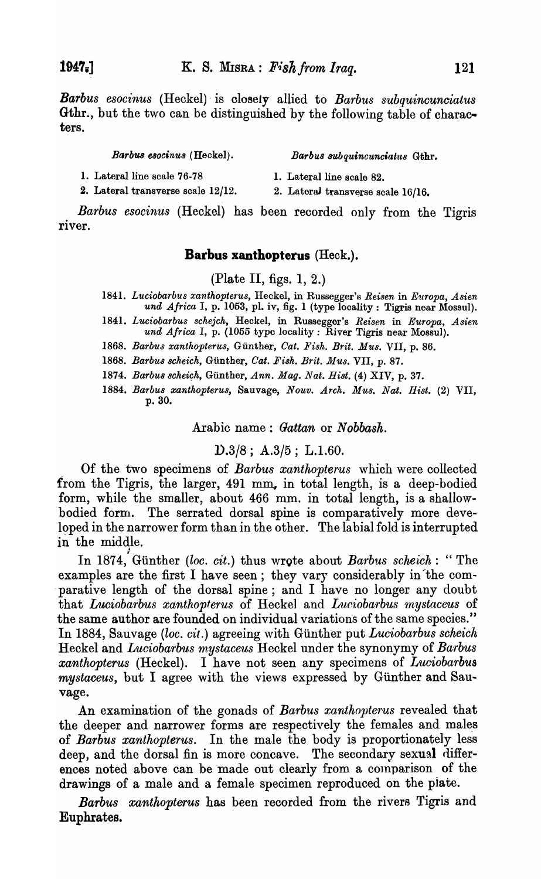*Barbus esocinus* (Heckel) is closely allied to *Barbus subquincunciatus* Gthr., but the two can be distinguished by the following table of characters.

| *Barbus esocinus* (Heckel). | *Barbus subquincunciatus* Gthr. |
|---|---|
| 1. Lateral line scale 76-78 | 1. Lateral line scale 82. |
| 2. Lateral transverse scale 12/12. | 2. Lateral transverse scale 16/16. |

*Barbus esocinus* (Heckel) has been recorded only from the Tigris river.

### Barbus xanthopterus (Heck.).

(Plate II, figs. 1, 2.)

1841. *Luciobarbus xanthopterus*, Heckel, in Russegger's *Reisen* in *Europa, Asien und Africa* I, p. 1053, pl. iv, fig. 1 (type locality : Tigris near Mossul).

1841. *Luciobarbus schejch*, Heckel, in Russegger's *Reisen* in *Europa, Asien und Africa* I, p. (1055 type locality : River Tigris near Mossul).

1868. *Barbus xanthopterus*, Günther, *Cat. Fish. Brit. Mus.* VII, p. 86.

1868. *Barbus scheich*, Günther, *Cat. Fish. Brit. Mus.* VII, p. 87.

1874. *Barbus scheich*, Günther, *Ann. Mag. Nat. Hist.* (4) XIV, p. 37.

1884. *Barbus xanthopterus*, Sauvage, *Nouv. Arch. Mus. Nat. Hist.* (2) VII, p. 30.

Arabic name : *Gattan* or *Nobbash*.

D.3/8 ; A.3/5 ; L.1.60.

Of the two specimens of *Barbus xanthopterus* which were collected from the Tigris, the larger, 491 mm. in total length, is a deep-bodied form, while the smaller, about 466 mm. in total length, is a shallow-bodied form. The serrated dorsal spine is comparatively more developed in the narrower form than in the other. The labial fold is interrupted in the middle.

In 1874, Günther (*loc. cit.*) thus wrote about *Barbus scheich* : " The examples are the first I have seen ; they vary considerably in the comparative length of the dorsal spine ; and I have no longer any doubt that *Luciobarbus xanthopterus* of Heckel and *Luciobarbus mystaceus* of the same author are founded on individual variations of the same species." In 1884, Sauvage (*loc. cit.*) agreeing with Günther put *Luciobarbus scheich* Heckel and *Luciobarbus mystaceus* Heckel under the synonymy of *Barbus xanthopterus* (Heckel). I have not seen any specimens of *Luciobarbus mystaceus*, but I agree with the views expressed by Günther and Sauvage.

An examination of the gonads of *Barbus xanthopterus* revealed that the deeper and narrower forms are respectively the females and males of *Barbus xanthopterus*. In the male the body is proportionately less deep, and the dorsal fin is more concave. The secondary sexual differences noted above can be made out clearly from a comparison of the drawings of a male and a female specimen reproduced on the plate.

*Barbus xanthopterus* has been recorded from the rivers Tigris and Euphrates.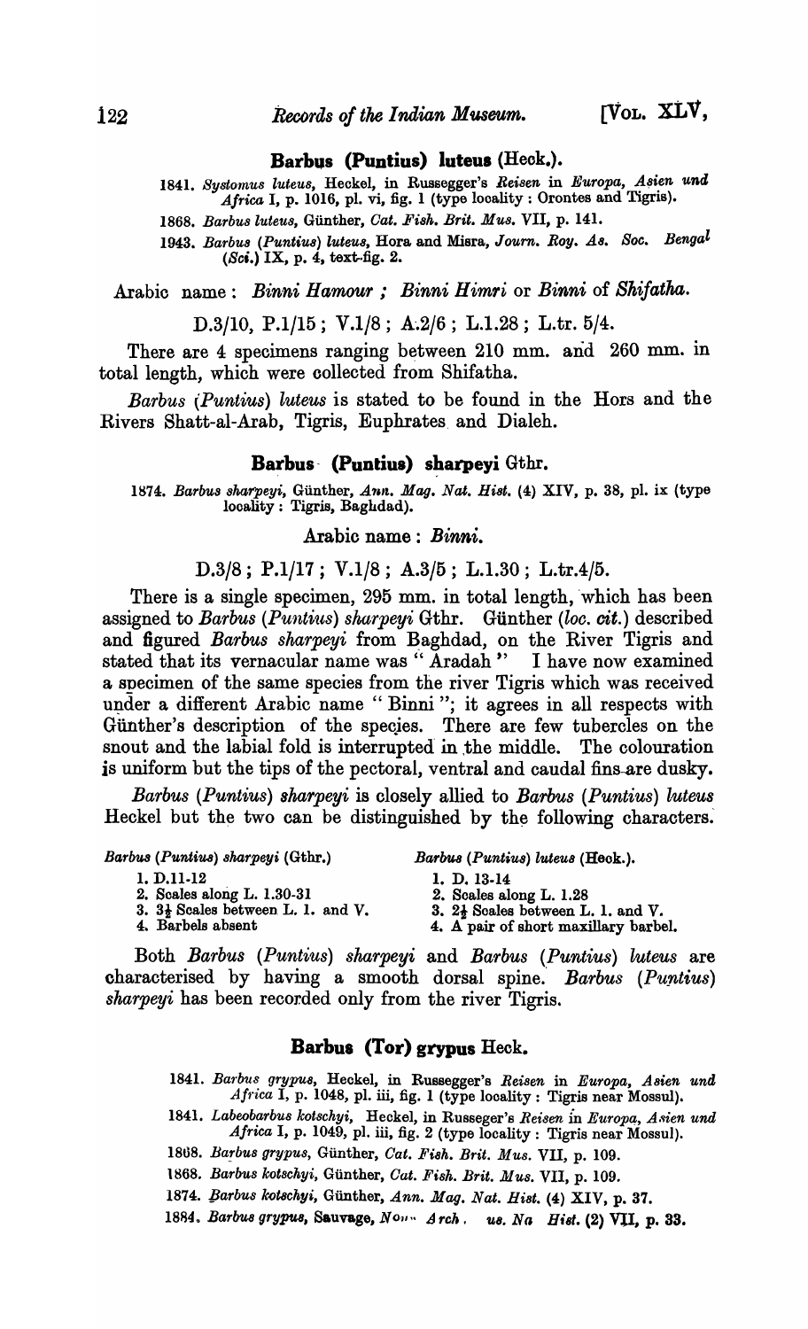### Barbus (Puntius) luteus (Heck.).

1841. *Systomus luteus*, Heckel, in Russegger's *Reisen* in *Europa, Asien und Africa* I, p. 1016, pl. vi, fig. 1 (type locality : Orontes and Tigris).

1868. *Barbus luteus*, Günther, *Cat. Fish. Brit. Mus.* VII, p. 141.

1943. *Barbus (Puntius) luteus*, Hora and Misra, *Journ. Roy. As. Soc. Bengal (Sci.)* IX, p. 4, text-fig. 2.

Arabic name : *Binni Hamour ; Binni Himri* or *Binni* of *Shifatha.*

D.3/10, P.1/15 ; V.1/8 ; A.2/6 ; L.1.28 ; L.tr. 5/4.

There are 4 specimens ranging between 210 mm. and 260 mm. in total length, which were collected from Shifatha.

*Barbus (Puntius) luteus* is stated to be found in the Hors and the Rivers Shatt-al-Arab, Tigris, Euphrates and Dialeh.

### Barbus (Puntius) sharpeyi Gthr.

1874. *Barbus sharpeyi*, Günther, *Ann. Mag. Nat. Hist.* (4) XIV, p. 38, pl. ix (type locality : Tigris, Baghdad).

Arabic name : *Binni.*

D.3/8 ; P.1/17 ; V.1/8 ; A.3/5 ; L.1.30 ; L.tr.4/5.

There is a single specimen, 295 mm. in total length, which has been assigned to *Barbus (Puntius) sharpeyi* Gthr. Günther (*loc. cit.*) described and figured *Barbus sharpeyi* from Baghdad, on the River Tigris and stated that its vernacular name was "Aradah" I have now examined a specimen of the same species from the river Tigris which was received under a different Arabic name "Binni"; it agrees in all respects with Günther's description of the species. There are few tubercles on the snout and the labial fold is interrupted in the middle. The colouration is uniform but the tips of the pectoral, ventral and caudal fins are dusky.

*Barbus (Puntius) sharpeyi* is closely allied to *Barbus (Puntius) luteus* Heckel but the two can be distinguished by the following characters.

| *Barbus (Puntius) sharpeyi* (Gthr.) | *Barbus (Puntius) luteus* (Heck.). |
|---|---|
| 1. D.11-12 | 1. D. 13-14 |
| 2. Scales along L. 1.30-31 | 2. Scales along L. 1.28 |
| 3. 3½ Scales between L. l. and V. | 3. 2½ Scales between L. l. and V. |
| 4. Barbels absent | 4. A pair of short maxillary barbel. |

Both *Barbus (Puntius) sharpeyi* and *Barbus (Puntius) luteus* are characterised by having a smooth dorsal spine. *Barbus (Puntius) sharpeyi* has been recorded only from the river Tigris.

### Barbus (Tor) grypus Heck.

1841. *Barbus grypus*, Heckel, in Russegger's *Reisen* in *Europa, Asien und Africa* I, p. 1048, pl. iii, fig. 1 (type locality : Tigris near Mossul).

1841. *Labeobarbus kotschyi*, Heckel, in Russeger's *Reisen in Europa, Asien und Africa* I, p. 1049, pl. iii, fig. 2 (type locality : Tigris near Mossul).

1868. *Barbus grypus*, Günther, *Cat. Fish. Brit. Mus.* VII, p. 109.

1868. *Barbus kotschyi*, Günther, *Cat. Fish. Brit. Mus.* VII, p. 109.

1874. *Barbus kotschyi*, Günther, *Ann. Mag. Nat. Hist.* (4) XIV, p. 37.

1884. *Barbus grypus*, Sauvage, *Nouv. Arch. us. Na Hist.* (2) VII, p. 33.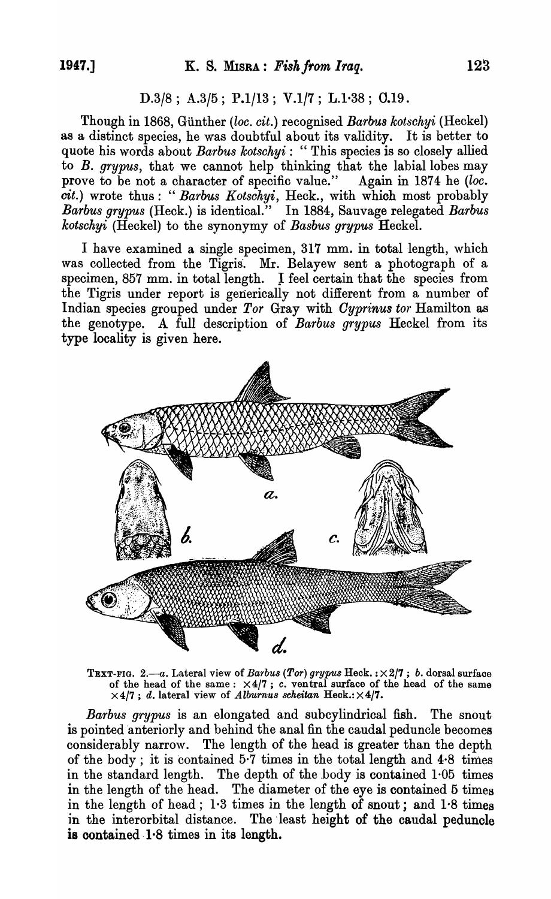D.3/8 ; A.3/5 ; P.1/13 ; V.1/7 ; L.1·38 ; C.19.

Though in 1868, Günther (*loc. cit.*) recognised *Barbus kotschyi* (Heckel) as a distinct species, he was doubtful about its validity. It is better to quote his words about *Barbus kotschyi* : " This species is so closely allied to *B. grypus*, that we cannot help thinking that the labial lobes may prove to be not a character of specific value." Again in 1874 he (*loc. cit.*) wrote thus : " *Barbus Kotschyi*, Heck., with which most probably *Barbus grypus* (Heck.) is identical." In 1884, Sauvage relegated *Barbus kotschyi* (Heckel) to the synonymy of *Basbus grypus* Heckel.

I have examined a single specimen, 317 mm. in total length, which was collected from the Tigris. Mr. Belayew sent a photograph of a specimen, 857 mm. in total length. I feel certain that the species from the Tigris under report is generically not different from a number of Indian species grouped under *Tor* Gray with *Cyprinus tor* Hamilton as the genotype. A full description of *Barbus grypus* Heckel from its type locality is given here.

TEXT-FIG. 2.—*a*. Lateral view of *Barbus* (*Tor*) *grypus* Heck. : ×2/7 ; *b*. dorsal surface of the head of the same : ×4/7 ; *c*. ventral surface of the head of the same ×4/7 ; *d*. lateral view of *Alburnus scheitan* Heck.: ×4/7.

*Barbus grypus* is an elongated and subcylindrical fish. The snout is pointed anteriorly and behind the anal fin the caudal peduncle becomes considerably narrow. The length of the head is greater than the depth of the body ; it is contained 5·7 times in the total length and 4·8 times in the standard length. The depth of the body is contained 1·05 times in the length of the head. The diameter of the eye is contained 5 times in the length of head ; 1·3 times in the length of snout ; and 1·8 times in the interorbital distance. The least height of the caudal peduncle is contained 1·8 times in its length.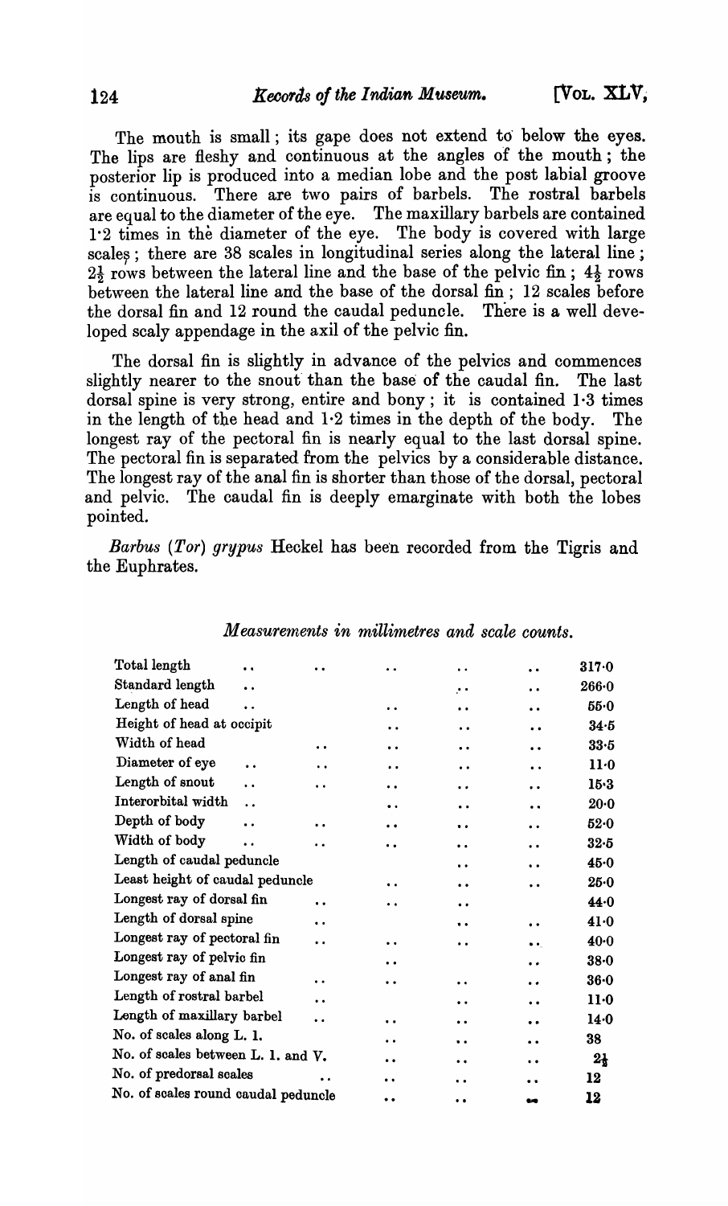The mouth is small; its gape does not extend to below the eyes. The lips are fleshy and continuous at the angles of the mouth; the posterior lip is produced into a median lobe and the post labial groove is continuous. There are two pairs of barbels. The rostral barbels are equal to the diameter of the eye. The maxillary barbels are contained 1·2 times in the diameter of the eye. The body is covered with large scales; there are 38 scales in longitudinal series along the lateral line; $2\frac{1}{2}$ rows between the lateral line and the base of the pelvic fin; $4\frac{1}{2}$ rows between the lateral line and the base of the dorsal fin; 12 scales before the dorsal fin and 12 round the caudal peduncle. There is a well developed scaly appendage in the axil of the pelvic fin.

The dorsal fin is slightly in advance of the pelvics and commences slightly nearer to the snout than the base of the caudal fin. The last dorsal spine is very strong, entire and bony; it is contained 1·3 times in the length of the head and 1·2 times in the depth of the body. The longest ray of the pectoral fin is nearly equal to the last dorsal spine. The pectoral fin is separated from the pelvics by a considerable distance. The longest ray of the anal fin is shorter than those of the dorsal, pectoral and pelvic. The caudal fin is deeply emarginate with both the lobes pointed.

*Barbus (Tor) grypus* Heckel has been recorded from the Tigris and the Euphrates.

*Measurements in millimetres and scale counts.*

| | |
|---|---|
| Total length | 317·0 |
| Standard length | 266·0 |
| Length of head | 55·0 |
| Height of head at occipit | 34·5 |
| Width of head | 33·5 |
| Diameter of eye | 11·0 |
| Length of snout | 15·3 |
| Interorbital width | 20·0 |
| Depth of body | 52·0 |
| Width of body | 32·5 |
| Length of caudal peduncle | 45·0 |
| Least height of caudal peduncle | 25·0 |
| Longest ray of dorsal fin | 44·0 |
| Length of dorsal spine | 41·0 |
| Longest ray of pectoral fin | 40·0 |
| Longest ray of pelvic fin | 38·0 |
| Longest ray of anal fin | 36·0 |
| Length of rostral barbel | 11·0 |
| Length of maxillary barbel | 14·0 |
| No. of scales along L. l. | 38 |
| No. of scales between L. l. and V. | $2\frac{1}{2}$ |
| No. of predorsal scales | 12 |
| No. of scales round caudal peduncle | 12 |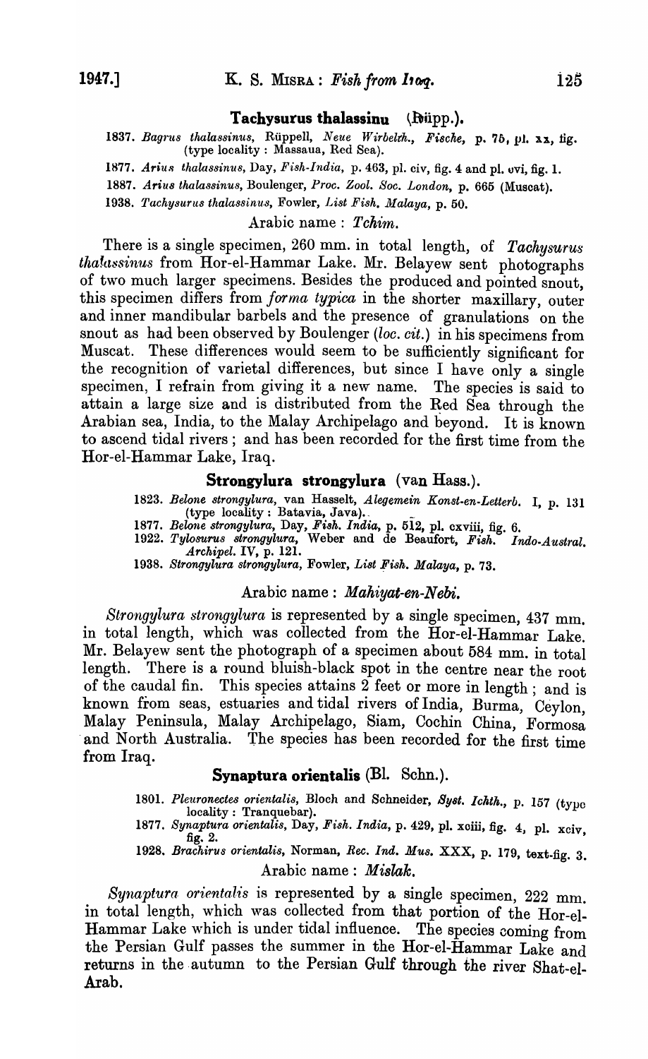## Tachysurus thalassinu (Rüpp.).

1837. *Bagrus thalassinus*, Rüppell, *Neue Wirbelth., Fische*, p. 75, pl. xx, fig. (type locality : Massaua, Red Sea).

1877. *Arius thalassinus*, Day, *Fish-India*, p. 463, pl. civ, fig. 4 and pl. cvi, fig. 1.

1887. *Arius thalassinus*, Boulenger, *Proc. Zool. Soc. London*, p. 665 (Muscat).

1938. *Tachysurus thalassinus*, Fowler, *List Fish. Malaya*, p. 50.

Arabic name : *Tchim.*

There is a single specimen, 260 mm. in total length, of *Tachysurus thalassinus* from Hor-el-Hammar Lake. Mr. Belayew sent photographs of two much larger specimens. Besides the produced and pointed snout, this specimen differs from *forma typica* in the shorter maxillary, outer and inner mandibular barbels and the presence of granulations on the snout as had been observed by Boulenger (*loc. cit.*) in his specimens from Muscat. These differences would seem to be sufficiently significant for the recognition of varietal differences, but since I have only a single specimen, I refrain from giving it a new name. The species is said to attain a large size and is distributed from the Red Sea through the Arabian sea, India, to the Malay Archipelago and beyond. It is known to ascend tidal rivers ; and has been recorded for the first time from the Hor-el-Hammar Lake, Iraq.

## Strongylura strongylura (van Hass.).

1823. *Belone strongylura*, van Hasselt, *Alegemein Konst-en-Letterb.* I, p. 131 (type locality : Batavia, Java).

1877. *Belone strongylura*, Day, *Fish. India*, p. 512, pl. cxviii, fig. 6.

1922. *Tylosurus strongylura*, Weber and de Beaufort, *Fish. Indo-Austral. Archipel.* IV, p. 121.

1938. *Strongylura strongylura*, Fowler, *List Fish. Malaya*, p. 73.

Arabic name : *Mahiyat-en-Nebi.*

*Strongylura strongylura* is represented by a single specimen, 437 mm. in total length, which was collected from the Hor-el-Hammar Lake. Mr. Belayew sent the photograph of a specimen about 584 mm. in total length. There is a round bluish-black spot in the centre near the root of the caudal fin. This species attains 2 feet or more in length ; and is known from seas, estuaries and tidal rivers of India, Burma, Ceylon, Malay Peninsula, Malay Archipelago, Siam, Cochin China, Formosa and North Australia. The species has been recorded for the first time from Iraq.

## Synaptura orientalis (Bl. Schn.).

1801. *Pleuronectes orientalis*, Bloch and Schneider, *Syst. Ichth.*, p. 157 (type locality : Tranquebar).

1877. *Synaptura orientalis*, Day, *Fish. India*, p. 429, pl. xciii, fig. 4, pl. xciv, fig. 2.

1928. *Brachirus orientalis*, Norman, *Rec. Ind. Mus.* XXX, p. 179, text-fig. 3.

Arabic name : *Mislak.*

*Synaptura orientalis* is represented by a single specimen, 222 mm. in total length, which was collected from that portion of the Hor-el-Hammar Lake which is under tidal influence. The species coming from the Persian Gulf passes the summer in the Hor-el-Hammar Lake and returns in the autumn to the Persian Gulf through the river Shat-el-Arab.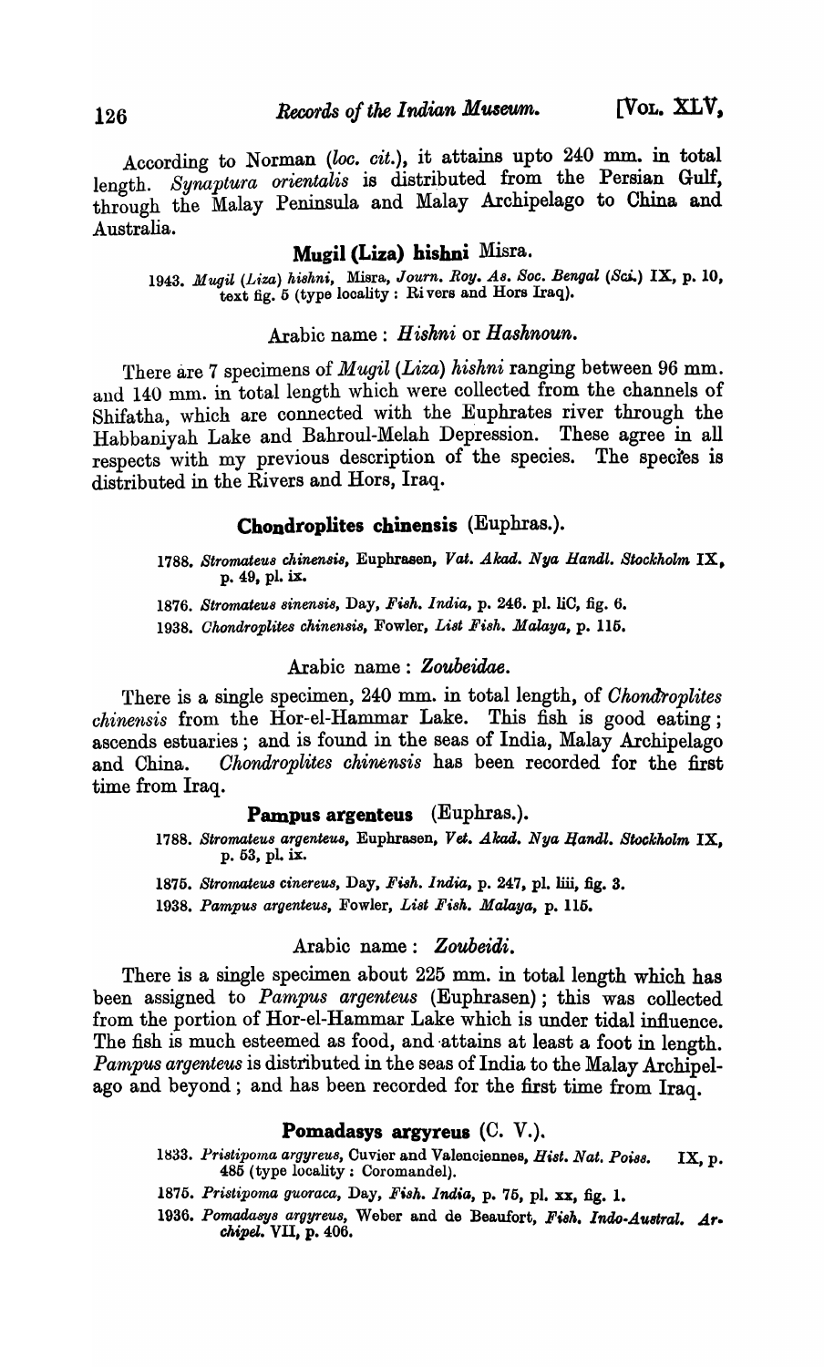According to Norman (*loc. cit.*), it attains upto 240 mm. in total length. *Synaptura orientalis* is distributed from the Persian Gulf, through the Malay Peninsula and Malay Archipelago to China and Australia.

## Mugil (Liza) hishni Misra.

1943. *Mugil (Liza) hishni*, Misra, *Journ. Roy. As. Soc. Bengal (Sci.)* IX, p. 10, text fig. 5 (type locality : Rivers and Hors Iraq).

Arabic name : *Hishni* or *Hashnoun.*

There are 7 specimens of *Mugil (Liza) hishni* ranging between 96 mm. and 140 mm. in total length which were collected from the channels of Shifatha, which are connected with the Euphrates river through the Habbaniyah Lake and Bahroul-Melah Depression. These agree in all respects with my previous description of the species. The species is distributed in the Rivers and Hors, Iraq.

## Chondroplites chinensis (Euphras.).

1788. *Stromateus chinensis*, Euphrasen, *Vat. Akad. Nya Handl. Stockholm* IX, p. 49, pl. ix.

1876. *Stromateus sinensis*, Day, *Fish. India*, p. 246. pl. liC, fig. 6.

1938. *Chondroplites chinensis*, Fowler, *List Fish. Malaya*, p. 115.

Arabic name : *Zoubeidae.*

There is a single specimen, 240 mm. in total length, of *Chondroplites chinensis* from the Hor-el-Hammar Lake. This fish is good eating; ascends estuaries; and is found in the seas of India, Malay Archipelago and China. *Chondroplites chinensis* has been recorded for the first time from Iraq.

## Pampus argenteus (Euphras.).

1788. *Stromateus argenteus*, Euphrasen, *Vet. Akad. Nya Handl. Stockholm* IX, p. 53, pl. ix.

1875. *Stromateus cinereus*, Day, *Fish. India*, p. 247, pl. liii, fig. 3.

1938. *Pampus argenteus*, Fowler, *List Fish. Malaya*, p. 115.

Arabic name : *Zoubeidi.*

There is a single specimen about 225 mm. in total length which has been assigned to *Pampus argenteus* (Euphrasen); this was collected from the portion of Hor-el-Hammar Lake which is under tidal influence. The fish is much esteemed as food, and attains at least a foot in length. *Pampus argenteus* is distributed in the seas of India to the Malay Archipelago and beyond; and has been recorded for the first time from Iraq.

## Pomadasys argyreus (C. V.).

1833. *Pristipoma argyreus*, Cuvier and Valenciennes, *Hist. Nat. Poiss.* IX, p. 485 (type locality : Coromandel).

1875. *Pristipoma guoraca*, Day, *Fish. India*, p. 75, pl. xx, fig. 1.

1936. *Pomadasys argyreus*, Weber and de Beaufort, *Fish. Indo-Austral. Archipel.* VII, p. 406.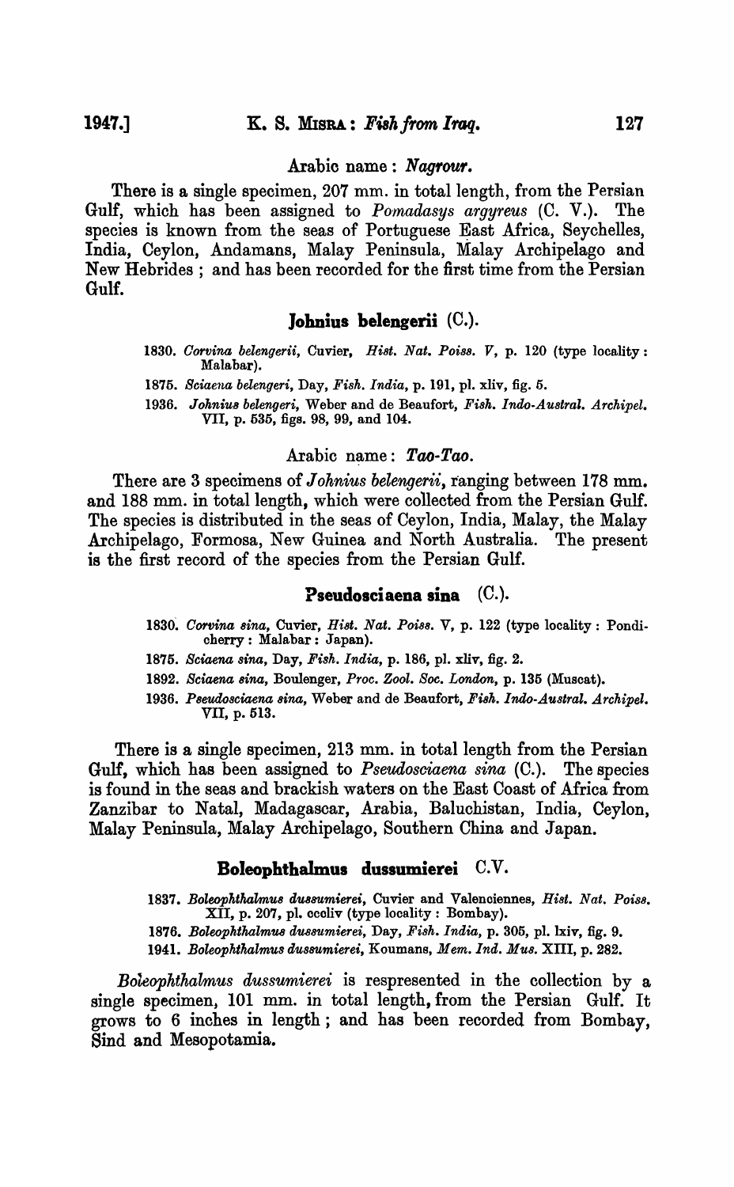Arabic name : *Nagrour.*

There is a single specimen, 207 mm. in total length, from the Persian Gulf, which has been assigned to *Pomadasys argyreus* (C. V.). The species is known from the seas of Portuguese East Africa, Seychelles, India, Ceylon, Andamans, Malay Peninsula, Malay Archipelago and New Hebrides ; and has been recorded for the first time from the Persian Gulf.

### Johnius belengerii (C.).

1830. *Corvina belengerii*, Cuvier, *Hist. Nat. Poiss. V*, p. 120 (type locality : Malabar).

1875. *Sciaena belengeri*, Day, *Fish. India*, p. 191, pl. xliv, fig. 5.

1936. *Johnius belengeri*, Weber and de Beaufort, *Fish. Indo-Austral. Archipel.* VII, p. 535, figs. 98, 99, and 104.

Arabic name : *Tao-Tao.*

There are 3 specimens of *Johnius belengerii*, ranging between 178 mm. and 188 mm. in total length, which were collected from the Persian Gulf. The species is distributed in the seas of Ceylon, India, Malay, the Malay Archipelago, Formosa, New Guinea and North Australia. The present is the first record of the species from the Persian Gulf.

### Pseudosciaena sina (C.).

1830. *Corvina sina*, Cuvier, *Hist. Nat. Poiss.* V, p. 122 (type locality : Pondicherry : Malabar : Japan).

1875. *Sciaena sina*, Day, *Fish. India*, p. 186, pl. xliv, fig. 2.

1892. *Sciaena sina*, Boulenger, *Proc. Zool. Soc. London*, p. 135 (Muscat).

1936. *Pseudosciaena sina*, Weber and de Beaufort, *Fish. Indo-Austral. Archipel.* VII, p. 513.

There is a single specimen, 213 mm. in total length from the Persian Gulf, which has been assigned to *Pseudosciaena sina* (C.). The species is found in the seas and brackish waters on the East Coast of Africa from Zanzibar to Natal, Madagascar, Arabia, Baluchistan, India, Ceylon, Malay Peninsula, Malay Archipelago, Southern China and Japan.

### Boleophthalmus dussumierei C.V.

1837. *Boleophthalmus dussumierei*, Cuvier and Valenciennes, *Hist. Nat. Poiss.* XII, p. 207, pl. ccclv (type locality : Bombay).

1876. *Boleophthalmus dussumierei*, Day, *Fish. India*, p. 305, pl. lxiv, fig. 9.

1941. *Boleophthalmus dussumierei*, Koumans, *Mem. Ind. Mus.* XIII, p. 282.

*Boleophthalmus dussumierei* is respresented in the collection by a single specimen, 101 mm. in total length, from the Persian Gulf. It grows to 6 inches in length ; and has been recorded from Bombay, Sind and Mesopotamia.